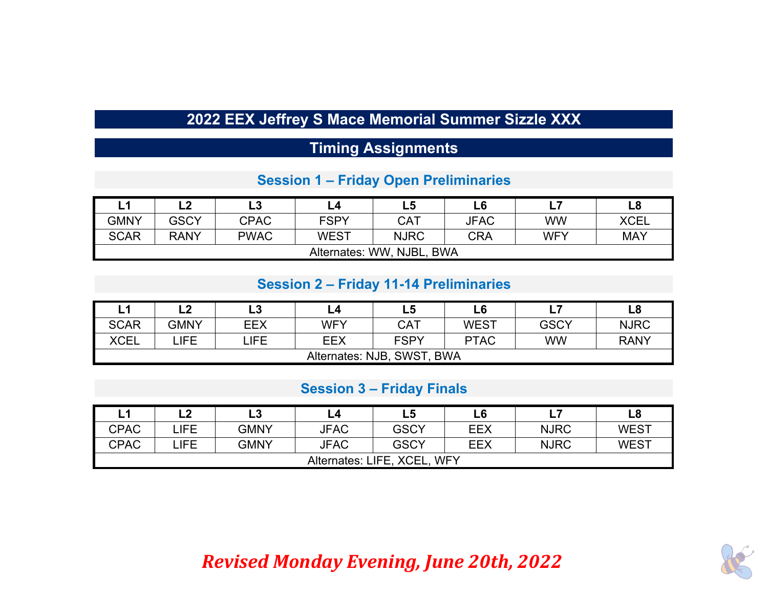# 2022 EEX Jeffrey S Mace Memorial Summer Sizzle XXX

## Timing Assignments

### Session 1 – Friday Open Preliminaries

| L1 | L2 | L3 | L4 | L5 | L6 | L7 | L8 |
|---|---|---|---|---|---|---|---|
| GMNY | GSCY | CPAC | FSPY | CAT | JFAC | WW | XCEL |
| SCAR | RANY | PWAC | WEST | NJRC | CRA | WFY | MAY |
| Alternates: WW, NJBL, BWA | | | | | | | |

### Session 2 – Friday 11-14 Preliminaries

| L1 | L2 | L3 | L4 | L5 | L6 | L7 | L8 |
|---|---|---|---|---|---|---|---|
| SCAR | GMNY | EEX | WFY | CAT | WEST | GSCY | NJRC |
| XCEL | LIFE | LIFE | EEX | FSPY | PTAC | WW | RANY |
| Alternates: NJB, SWST, BWA | | | | | | | |

### Session 3 – Friday Finals

| L1 | L2 | L3 | L4 | L5 | L6 | L7 | L8 |
|---|---|---|---|---|---|---|---|
| CPAC | LIFE | GMNY | JFAC | GSCY | EEX | NJRC | WEST |
| CPAC | LIFE | GMNY | JFAC | GSCY | EEX | NJRC | WEST |
| Alternates: LIFE, XCEL, WFY | | | | | | | |

***Revised Monday Evening, June 20th, 2022***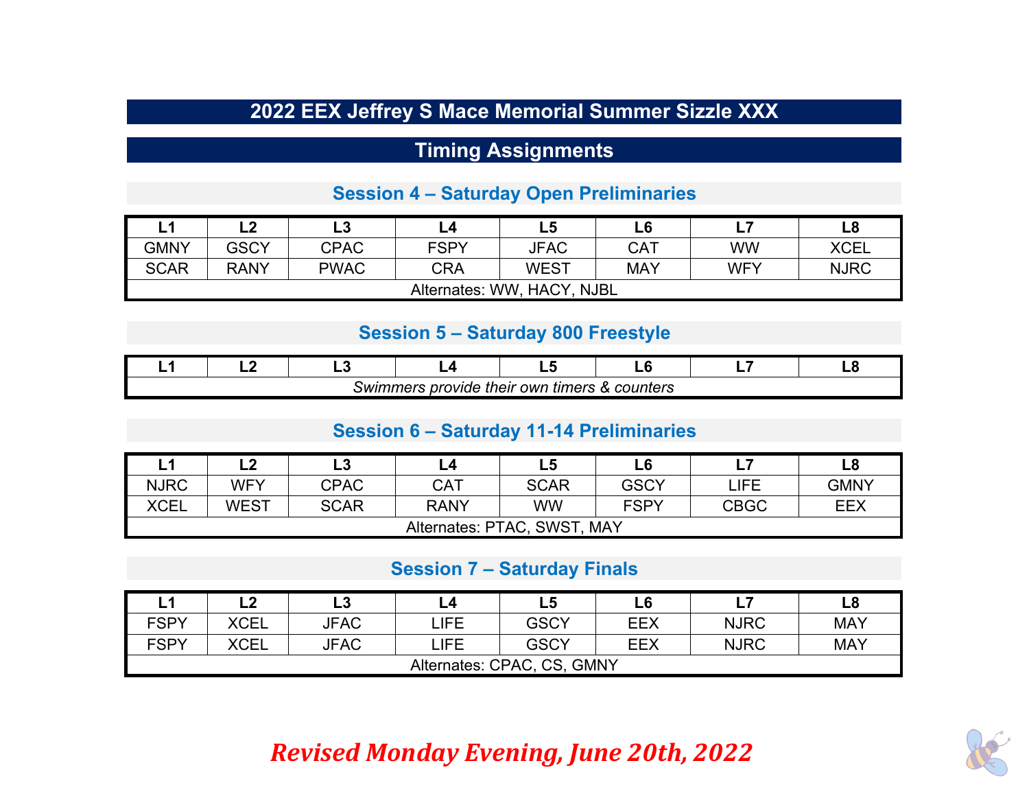# 2022 EEX Jeffrey S Mace Memorial Summer Sizzle XXX

## Timing Assignments

### Session 4 – Saturday Open Preliminaries

| L1 | L2 | L3 | L4 | L5 | L6 | L7 | L8 |
|---|---|---|---|---|---|---|---|
| GMNY | GSCY | CPAC | FSPY | JFAC | CAT | WW | XCEL |
| SCAR | RANY | PWAC | CRA | WEST | MAY | WFY | NJRC |
| Alternates: WW, HACY, NJBL | | | | | | | |

### Session 5 – Saturday 800 Freestyle

| L1 | L2 | L3 | L4 | L5 | L6 | L7 | L8 |
|---|---|---|---|---|---|---|---|
| *Swimmers provide their own timers & counters* | | | | | | | |

### Session 6 – Saturday 11-14 Preliminaries

| L1 | L2 | L3 | L4 | L5 | L6 | L7 | L8 |
|---|---|---|---|---|---|---|---|
| NJRC | WFY | CPAC | CAT | SCAR | GSCY | LIFE | GMNY |
| XCEL | WEST | SCAR | RANY | WW | FSPY | CBGC | EEX |
| Alternates: PTAC, SWST, MAY | | | | | | | |

### Session 7 – Saturday Finals

| L1 | L2 | L3 | L4 | L5 | L6 | L7 | L8 |
|---|---|---|---|---|---|---|---|
| FSPY | XCEL | JFAC | LIFE | GSCY | EEX | NJRC | MAY |
| FSPY | XCEL | JFAC | LIFE | GSCY | EEX | NJRC | MAY |
| Alternates: CPAC, CS, GMNY | | | | | | | |

***Revised Monday Evening, June 20th, 2022***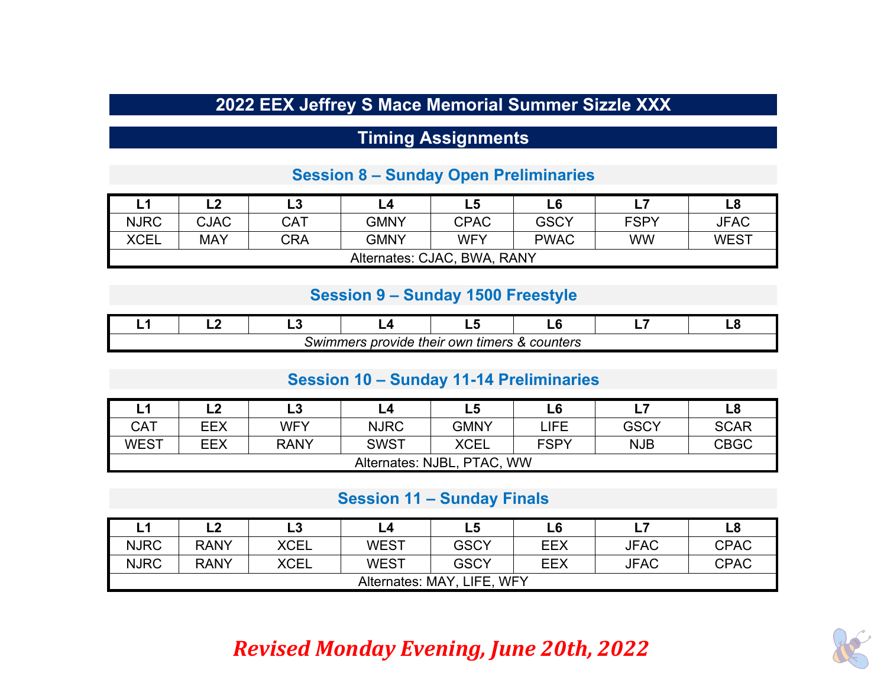# 2022 EEX Jeffrey S Mace Memorial Summer Sizzle XXX

## Timing Assignments

### Session 8 – Sunday Open Preliminaries

| L1 | L2 | L3 | L4 | L5 | L6 | L7 | L8 |
|---|---|---|---|---|---|---|---|
| NJRC | CJAC | CAT | GMNY | CPAC | GSCY | FSPY | JFAC |
| XCEL | MAY | CRA | GMNY | WFY | PWAC | WW | WEST |
| Alternates: CJAC, BWA, RANY | | | | | | | |

### Session 9 – Sunday 1500 Freestyle

| L1 | L2 | L3 | L4 | L5 | L6 | L7 | L8 |
|---|---|---|---|---|---|---|---|
| *Swimmers provide their own timers & counters* | | | | | | | |

### Session 10 – Sunday 11-14 Preliminaries

| L1 | L2 | L3 | L4 | L5 | L6 | L7 | L8 |
|---|---|---|---|---|---|---|---|
| CAT | EEX | WFY | NJRC | GMNY | LIFE | GSCY | SCAR |
| WEST | EEX | RANY | SWST | XCEL | FSPY | NJB | CBGC |
| Alternates: NJBL, PTAC, WW | | | | | | | |

### Session 11 – Sunday Finals

| L1 | L2 | L3 | L4 | L5 | L6 | L7 | L8 |
|---|---|---|---|---|---|---|---|
| NJRC | RANY | XCEL | WEST | GSCY | EEX | JFAC | CPAC |
| NJRC | RANY | XCEL | WEST | GSCY | EEX | JFAC | CPAC |
| Alternates: MAY, LIFE, WFY | | | | | | | |

***Revised Monday Evening, June 20th, 2022***